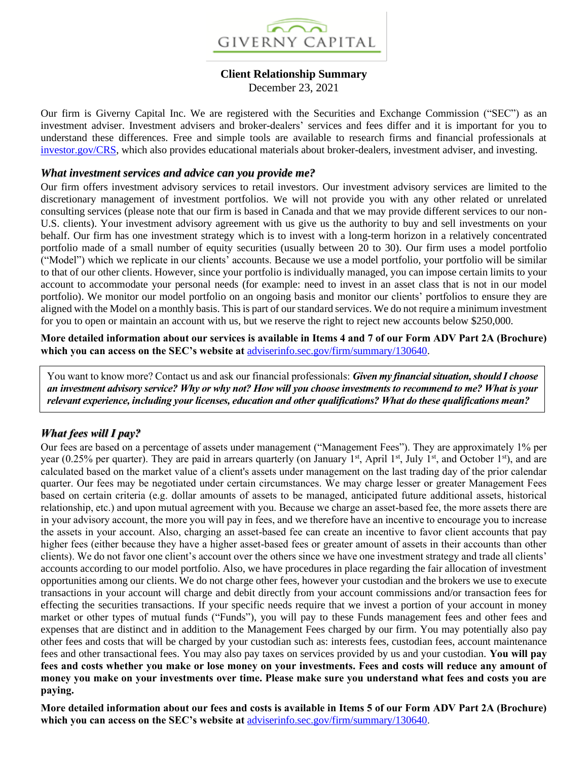GIVERNY CAPITAL

**Client Relationship Summary**
December 23, 2021

Our firm is Giverny Capital Inc. We are registered with the Securities and Exchange Commission ("SEC") as an investment adviser. Investment advisers and broker-dealers' services and fees differ and it is important for you to understand these differences. Free and simple tools are available to research firms and financial professionals at investor.gov/CRS, which also provides educational materials about broker-dealers, investment adviser, and investing.

## *What investment services and advice can you provide me?*

Our firm offers investment advisory services to retail investors. Our investment advisory services are limited to the discretionary management of investment portfolios. We will not provide you with any other related or unrelated consulting services (please note that our firm is based in Canada and that we may provide different services to our non-U.S. clients). Your investment advisory agreement with us give us the authority to buy and sell investments on your behalf. Our firm has one investment strategy which is to invest with a long-term horizon in a relatively concentrated portfolio made of a small number of equity securities (usually between 20 to 30). Our firm uses a model portfolio ("Model") which we replicate in our clients' accounts. Because we use a model portfolio, your portfolio will be similar to that of our other clients. However, since your portfolio is individually managed, you can impose certain limits to your account to accommodate your personal needs (for example: need to invest in an asset class that is not in our model portfolio). We monitor our model portfolio on an ongoing basis and monitor our clients' portfolios to ensure they are aligned with the Model on a monthly basis. This is part of our standard services. We do not require a minimum investment for you to open or maintain an account with us, but we reserve the right to reject new accounts below $250,000.

**More detailed information about our services is available in Items 4 and 7 of our Form ADV Part 2A (Brochure) which you can access on the SEC's website at** adviserinfo.sec.gov/firm/summary/130640.

> You want to know more? Contact us and ask our financial professionals: ***Given my financial situation, should I choose an investment advisory service? Why or why not? How will you choose investments to recommend to me? What is your relevant experience, including your licenses, education and other qualifications? What do these qualifications mean?***

## *What fees will I pay?*

Our fees are based on a percentage of assets under management ("Management Fees"). They are approximately 1% per year (0.25% per quarter). They are paid in arrears quarterly (on January 1st, April 1st, July 1st, and October 1st), and are calculated based on the market value of a client's assets under management on the last trading day of the prior calendar quarter. Our fees may be negotiated under certain circumstances. We may charge lesser or greater Management Fees based on certain criteria (e.g. dollar amounts of assets to be managed, anticipated future additional assets, historical relationship, etc.) and upon mutual agreement with you. Because we charge an asset-based fee, the more assets there are in your advisory account, the more you will pay in fees, and we therefore have an incentive to encourage you to increase the assets in your account. Also, charging an asset-based fee can create an incentive to favor client accounts that pay higher fees (either because they have a higher asset-based fees or greater amount of assets in their accounts than other clients). We do not favor one client's account over the others since we have one investment strategy and trade all clients' accounts according to our model portfolio. Also, we have procedures in place regarding the fair allocation of investment opportunities among our clients. We do not charge other fees, however your custodian and the brokers we use to execute transactions in your account will charge and debit directly from your account commissions and/or transaction fees for effecting the securities transactions. If your specific needs require that we invest a portion of your account in money market or other types of mutual funds ("Funds"), you will pay to these Funds management fees and other fees and expenses that are distinct and in addition to the Management Fees charged by our firm. You may potentially also pay other fees and costs that will be charged by your custodian such as: interests fees, custodian fees, account maintenance fees and other transactional fees. You may also pay taxes on services provided by us and your custodian. **You will pay fees and costs whether you make or lose money on your investments. Fees and costs will reduce any amount of money you make on your investments over time. Please make sure you understand what fees and costs you are paying.**

**More detailed information about our fees and costs is available in Items 5 of our Form ADV Part 2A (Brochure) which you can access on the SEC's website at** adviserinfo.sec.gov/firm/summary/130640.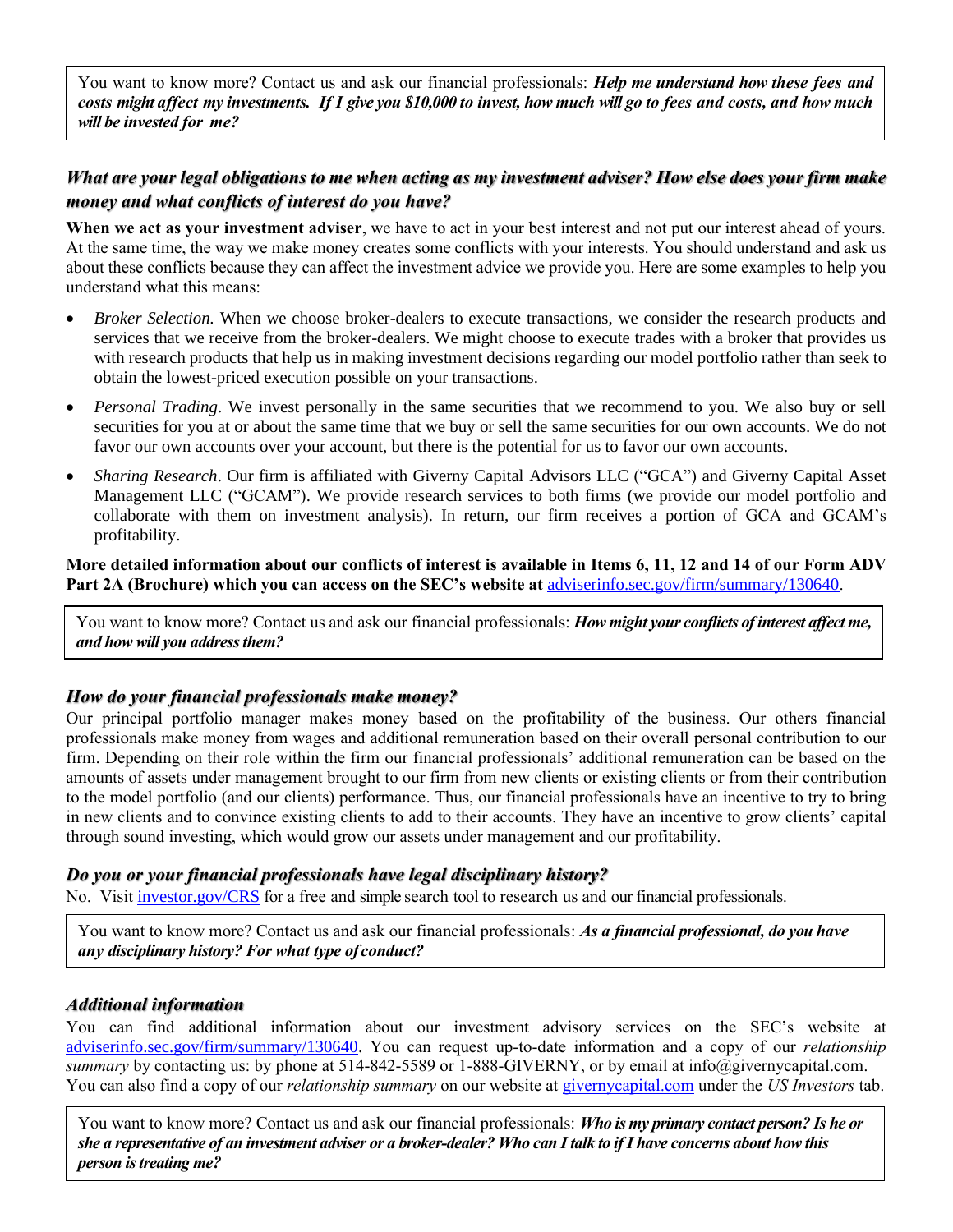You want to know more? Contact us and ask our financial professionals: ***Help me understand how these fees and costs might affect my investments. If I give you $10,000 to invest, how much will go to fees and costs, and how much will be invested for me?***

### *What are your legal obligations to me when acting as my investment adviser? How else does your firm make money and what conflicts of interest do you have?*

**When we act as your investment adviser**, we have to act in your best interest and not put our interest ahead of yours. At the same time, the way we make money creates some conflicts with your interests. You should understand and ask us about these conflicts because they can affect the investment advice we provide you. Here are some examples to help you understand what this means:

- *Broker Selection.* When we choose broker-dealers to execute transactions, we consider the research products and services that we receive from the broker-dealers. We might choose to execute trades with a broker that provides us with research products that help us in making investment decisions regarding our model portfolio rather than seek to obtain the lowest-priced execution possible on your transactions.
- *Personal Trading*. We invest personally in the same securities that we recommend to you. We also buy or sell securities for you at or about the same time that we buy or sell the same securities for our own accounts. We do not favor our own accounts over your account, but there is the potential for us to favor our own accounts.
- *Sharing Research*. Our firm is affiliated with Giverny Capital Advisors LLC ("GCA") and Giverny Capital Asset Management LLC ("GCAM"). We provide research services to both firms (we provide our model portfolio and collaborate with them on investment analysis). In return, our firm receives a portion of GCA and GCAM's profitability.

**More detailed information about our conflicts of interest is available in Items 6, 11, 12 and 14 of our Form ADV Part 2A (Brochure) which you can access on the SEC's website at** [adviserinfo.sec.gov/firm/summary/130640](adviserinfo.sec.gov/firm/summary/130640).

You want to know more? Contact us and ask our financial professionals: ***How might your conflicts of interest affect me, and how will you address them?***

### *How do your financial professionals make money?*

Our principal portfolio manager makes money based on the profitability of the business. Our others financial professionals make money from wages and additional remuneration based on their overall personal contribution to our firm. Depending on their role within the firm our financial professionals' additional remuneration can be based on the amounts of assets under management brought to our firm from new clients or existing clients or from their contribution to the model portfolio (and our clients) performance. Thus, our financial professionals have an incentive to try to bring in new clients and to convince existing clients to add to their accounts. They have an incentive to grow clients' capital through sound investing, which would grow our assets under management and our profitability.

### *Do you or your financial professionals have legal disciplinary history?*

No. Visit [investor.gov/CRS](investor.gov/CRS) for a free and simple search tool to research us and our financial professionals.

You want to know more? Contact us and ask our financial professionals: ***As a financial professional, do you have any disciplinary history? For what type of conduct?***

### *Additional information*

You can find additional information about our investment advisory services on the SEC's website at [adviserinfo.sec.gov/firm/summary/130640](adviserinfo.sec.gov/firm/summary/130640). You can request up-to-date information and a copy of our *relationship summary* by contacting us: by phone at 514-842-5589 or 1-888-GIVERNY, or by email at info@givernycapital.com. You can also find a copy of our *relationship summary* on our website at [givernycapital.com](givernycapital.com) under the *US Investors* tab.

You want to know more? Contact us and ask our financial professionals: ***Who is my primary contact person? Is he or she a representative of an investment adviser or a broker-dealer? Who can I talk to if I have concerns about how this person is treating me?***